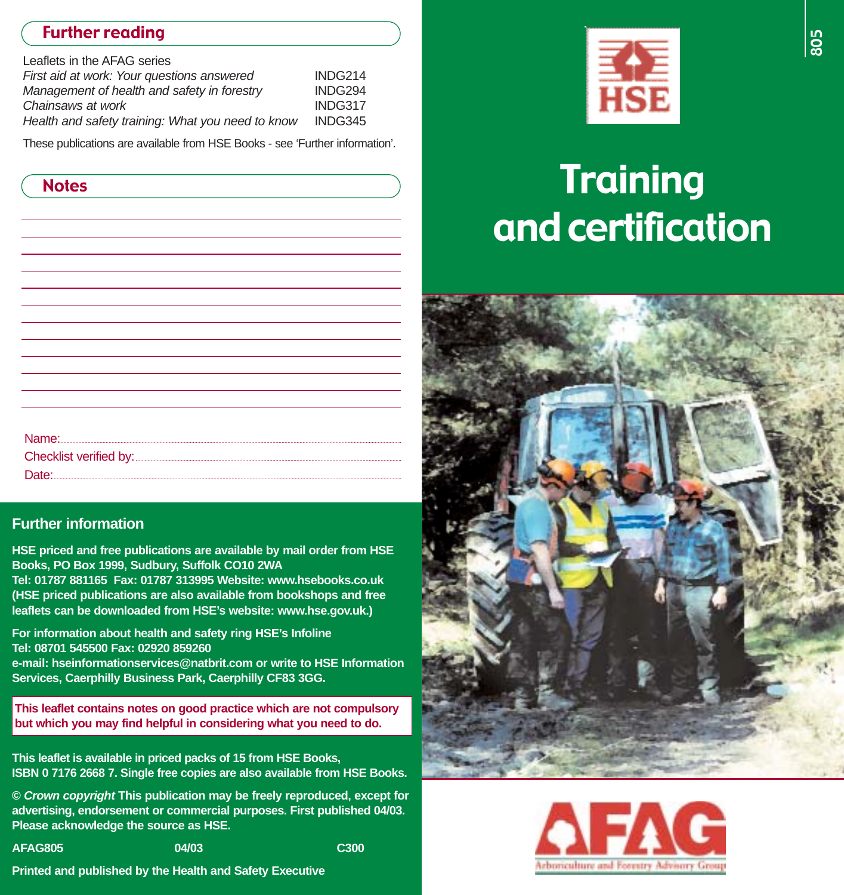# Training and certification

## Further reading

Leaflets in the AFAG series

| | |
|---|---|
| *First aid at work: Your questions answered* | INDG214 |
| *Management of health and safety in forestry* | INDG294 |
| *Chainsaws at work* | INDG317 |
| *Health and safety training: What you need to know* | INDG345 |

These publications are available from HSE Books - see 'Further information'.

## Notes

Name:

Checklist verified by:

Date:

## Further information

**HSE priced and free publications are available by mail order from HSE Books, PO Box 1999, Sudbury, Suffolk CO10 2WA**
**Tel: 01787 881165 Fax: 01787 313995 Website: www.hsebooks.co.uk**
**(HSE priced publications are also available from bookshops and free leaflets can be downloaded from HSE's website: www.hse.gov.uk.)**

**For information about health and safety ring HSE's Infoline**
**Tel: 08701 545500 Fax: 02920 859260**
**e-mail: hseinformationservices@natbrit.com or write to HSE Information Services, Caerphilly Business Park, Caerphilly CF83 3GG.**

**This leaflet contains notes on good practice which are not compulsory but which you may find helpful in considering what you need to do.**

**This leaflet is available in priced packs of 15 from HSE Books, ISBN 0 7176 2668 7. Single free copies are also available from HSE Books.**

**© *Crown copyright* This publication may be freely reproduced, except for advertising, endorsement or commercial purposes. First published 04/03. Please acknowledge the source as HSE.**

**AFAG805 04/03 C300**

**Printed and published by the Health and Safety Executive**

AFAG
Arboriculture and Forestry Advisory Group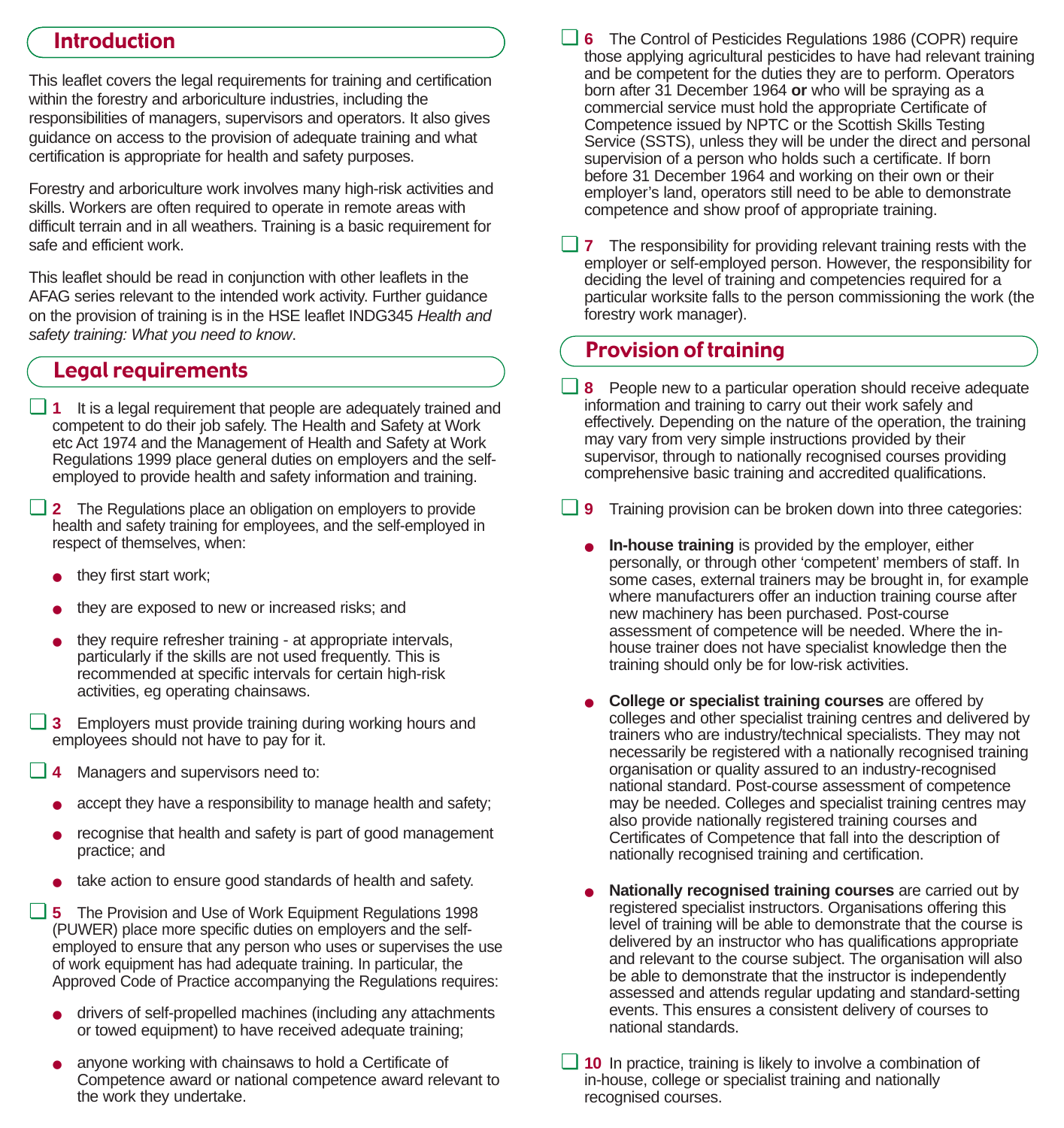## Introduction

This leaflet covers the legal requirements for training and certification within the forestry and arboriculture industries, including the responsibilities of managers, supervisors and operators. It also gives guidance on access to the provision of adequate training and what certification is appropriate for health and safety purposes.

Forestry and arboriculture work involves many high-risk activities and skills. Workers are often required to operate in remote areas with difficult terrain and in all weathers. Training is a basic requirement for safe and efficient work.

This leaflet should be read in conjunction with other leaflets in the AFAG series relevant to the intended work activity. Further guidance on the provision of training is in the HSE leaflet INDG345 *Health and safety training: What you need to know*.

## Legal requirements

❑ **1** It is a legal requirement that people are adequately trained and competent to do their job safely. The Health and Safety at Work etc Act 1974 and the Management of Health and Safety at Work Regulations 1999 place general duties on employers and the self-employed to provide health and safety information and training.

❑ **2** The Regulations place an obligation on employers to provide health and safety training for employees, and the self-employed in respect of themselves, when:

- they first start work;
- they are exposed to new or increased risks; and
- they require refresher training - at appropriate intervals, particularly if the skills are not used frequently. This is recommended at specific intervals for certain high-risk activities, eg operating chainsaws.

❑ **3** Employers must provide training during working hours and employees should not have to pay for it.

❑ **4** Managers and supervisors need to:

- accept they have a responsibility to manage health and safety;
- recognise that health and safety is part of good management practice; and
- take action to ensure good standards of health and safety.

❑ **5** The Provision and Use of Work Equipment Regulations 1998 (PUWER) place more specific duties on employers and the self-employed to ensure that any person who uses or supervises the use of work equipment has had adequate training. In particular, the Approved Code of Practice accompanying the Regulations requires:

- drivers of self-propelled machines (including any attachments or towed equipment) to have received adequate training;
- anyone working with chainsaws to hold a Certificate of Competence award or national competence award relevant to the work they undertake.

❑ **6** The Control of Pesticides Regulations 1986 (COPR) require those applying agricultural pesticides to have had relevant training and be competent for the duties they are to perform. Operators born after 31 December 1964 **or** who will be spraying as a commercial service must hold the appropriate Certificate of Competence issued by NPTC or the Scottish Skills Testing Service (SSTS), unless they will be under the direct and personal supervision of a person who holds such a certificate. If born before 31 December 1964 and working on their own or their employer's land, operators still need to be able to demonstrate competence and show proof of appropriate training.

❑ **7** The responsibility for providing relevant training rests with the employer or self-employed person. However, the responsibility for deciding the level of training and competencies required for a particular worksite falls to the person commissioning the work (the forestry work manager).

## Provision of training

❑ **8** People new to a particular operation should receive adequate information and training to carry out their work safely and effectively. Depending on the nature of the operation, the training may vary from very simple instructions provided by their supervisor, through to nationally recognised courses providing comprehensive basic training and accredited qualifications.

❑ **9** Training provision can be broken down into three categories:

- **In-house training** is provided by the employer, either personally, or through other 'competent' members of staff. In some cases, external trainers may be brought in, for example where manufacturers offer an induction training course after new machinery has been purchased. Post-course assessment of competence will be needed. Where the in-house trainer does not have specialist knowledge then the training should only be for low-risk activities.
- **College or specialist training courses** are offered by colleges and other specialist training centres and delivered by trainers who are industry/technical specialists. They may not necessarily be registered with a nationally recognised training organisation or quality assured to an industry-recognised national standard. Post-course assessment of competence may be needed. Colleges and specialist training centres may also provide nationally registered training courses and Certificates of Competence that fall into the description of nationally recognised training and certification.
- **Nationally recognised training courses** are carried out by registered specialist instructors. Organisations offering this level of training will be able to demonstrate that the course is delivered by an instructor who has qualifications appropriate and relevant to the course subject. The organisation will also be able to demonstrate that the instructor is independently assessed and attends regular updating and standard-setting events. This ensures a consistent delivery of courses to national standards.

❑ **10** In practice, training is likely to involve a combination of in-house, college or specialist training and nationally recognised courses.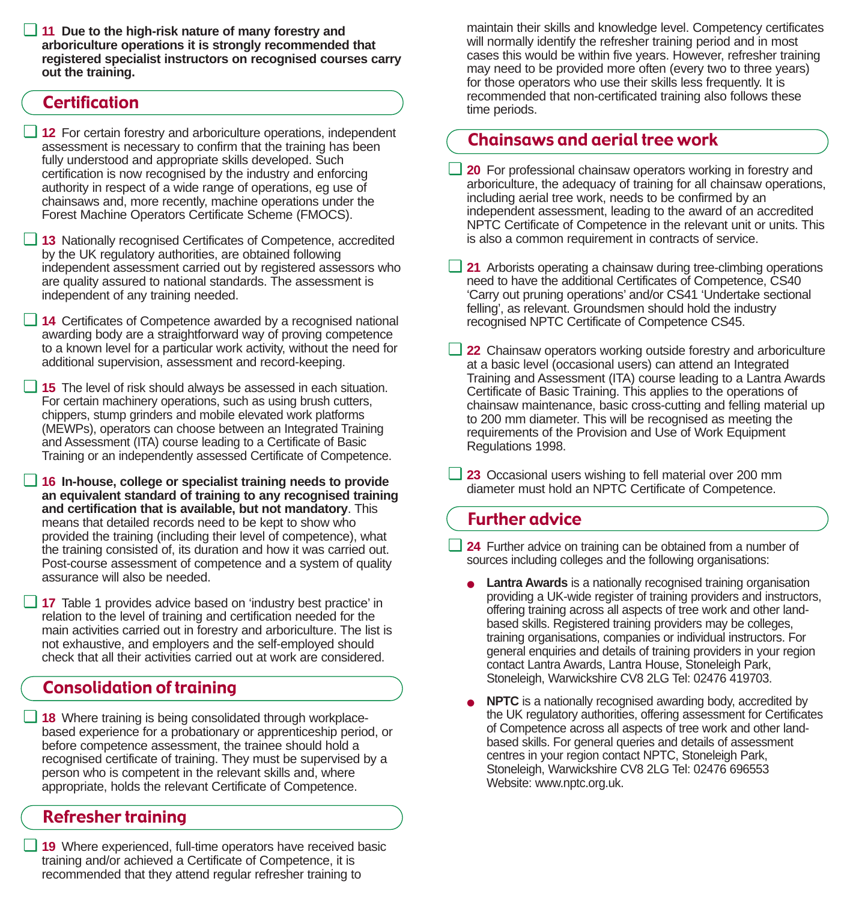**11 Due to the high-risk nature of many forestry and arboriculture operations it is strongly recommended that registered specialist instructors on recognised courses carry out the training.**

## Certification

**12** For certain forestry and arboriculture operations, independent assessment is necessary to confirm that the training has been fully understood and appropriate skills developed. Such certification is now recognised by the industry and enforcing authority in respect of a wide range of operations, eg use of chainsaws and, more recently, machine operations under the Forest Machine Operators Certificate Scheme (FMOCS).

**13** Nationally recognised Certificates of Competence, accredited by the UK regulatory authorities, are obtained following independent assessment carried out by registered assessors who are quality assured to national standards. The assessment is independent of any training needed.

**14** Certificates of Competence awarded by a recognised national awarding body are a straightforward way of proving competence to a known level for a particular work activity, without the need for additional supervision, assessment and record-keeping.

**15** The level of risk should always be assessed in each situation. For certain machinery operations, such as using brush cutters, chippers, stump grinders and mobile elevated work platforms (MEWPs), operators can choose between an Integrated Training and Assessment (ITA) course leading to a Certificate of Basic Training or an independently assessed Certificate of Competence.

**16 In-house, college or specialist training needs to provide an equivalent standard of training to any recognised training and certification that is available, but not mandatory**. This means that detailed records need to be kept to show who provided the training (including their level of competence), what the training consisted of, its duration and how it was carried out. Post-course assessment of competence and a system of quality assurance will also be needed.

**17** Table 1 provides advice based on 'industry best practice' in relation to the level of training and certification needed for the main activities carried out in forestry and arboriculture. The list is not exhaustive, and employers and the self-employed should check that all their activities carried out at work are considered.

## Consolidation of training

**18** Where training is being consolidated through workplace-based experience for a probationary or apprenticeship period, or before competence assessment, the trainee should hold a recognised certificate of training. They must be supervised by a person who is competent in the relevant skills and, where appropriate, holds the relevant Certificate of Competence.

## Refresher training

**19** Where experienced, full-time operators have received basic training and/or achieved a Certificate of Competence, it is recommended that they attend regular refresher training to maintain their skills and knowledge level. Competency certificates will normally identify the refresher training period and in most cases this would be within five years. However, refresher training may need to be provided more often (every two to three years) for those operators who use their skills less frequently. It is recommended that non-certificated training also follows these time periods.

## Chainsaws and aerial tree work

**20** For professional chainsaw operators working in forestry and arboriculture, the adequacy of training for all chainsaw operations, including aerial tree work, needs to be confirmed by an independent assessment, leading to the award of an accredited NPTC Certificate of Competence in the relevant unit or units. This is also a common requirement in contracts of service.

**21** Arborists operating a chainsaw during tree-climbing operations need to have the additional Certificates of Competence, CS40 'Carry out pruning operations' and/or CS41 'Undertake sectional felling', as relevant. Groundsmen should hold the industry recognised NPTC Certificate of Competence CS45.

**22** Chainsaw operators working outside forestry and arboriculture at a basic level (occasional users) can attend an Integrated Training and Assessment (ITA) course leading to a Lantra Awards Certificate of Basic Training. This applies to the operations of chainsaw maintenance, basic cross-cutting and felling material up to 200 mm diameter. This will be recognised as meeting the requirements of the Provision and Use of Work Equipment Regulations 1998.

**23** Occasional users wishing to fell material over 200 mm diameter must hold an NPTC Certificate of Competence.

## Further advice

**24** Further advice on training can be obtained from a number of sources including colleges and the following organisations:

- **Lantra Awards** is a nationally recognised training organisation providing a UK-wide register of training providers and instructors, offering training across all aspects of tree work and other land-based skills. Registered training providers may be colleges, training organisations, companies or individual instructors. For general enquiries and details of training providers in your region contact Lantra Awards, Lantra House, Stoneleigh Park, Stoneleigh, Warwickshire CV8 2LG Tel: 02476 419703.

- **NPTC** is a nationally recognised awarding body, accredited by the UK regulatory authorities, offering assessment for Certificates of Competence across all aspects of tree work and other land-based skills. For general queries and details of assessment centres in your region contact NPTC, Stoneleigh Park, Stoneleigh, Warwickshire CV8 2LG Tel: 02476 696553 Website: www.nptc.org.uk.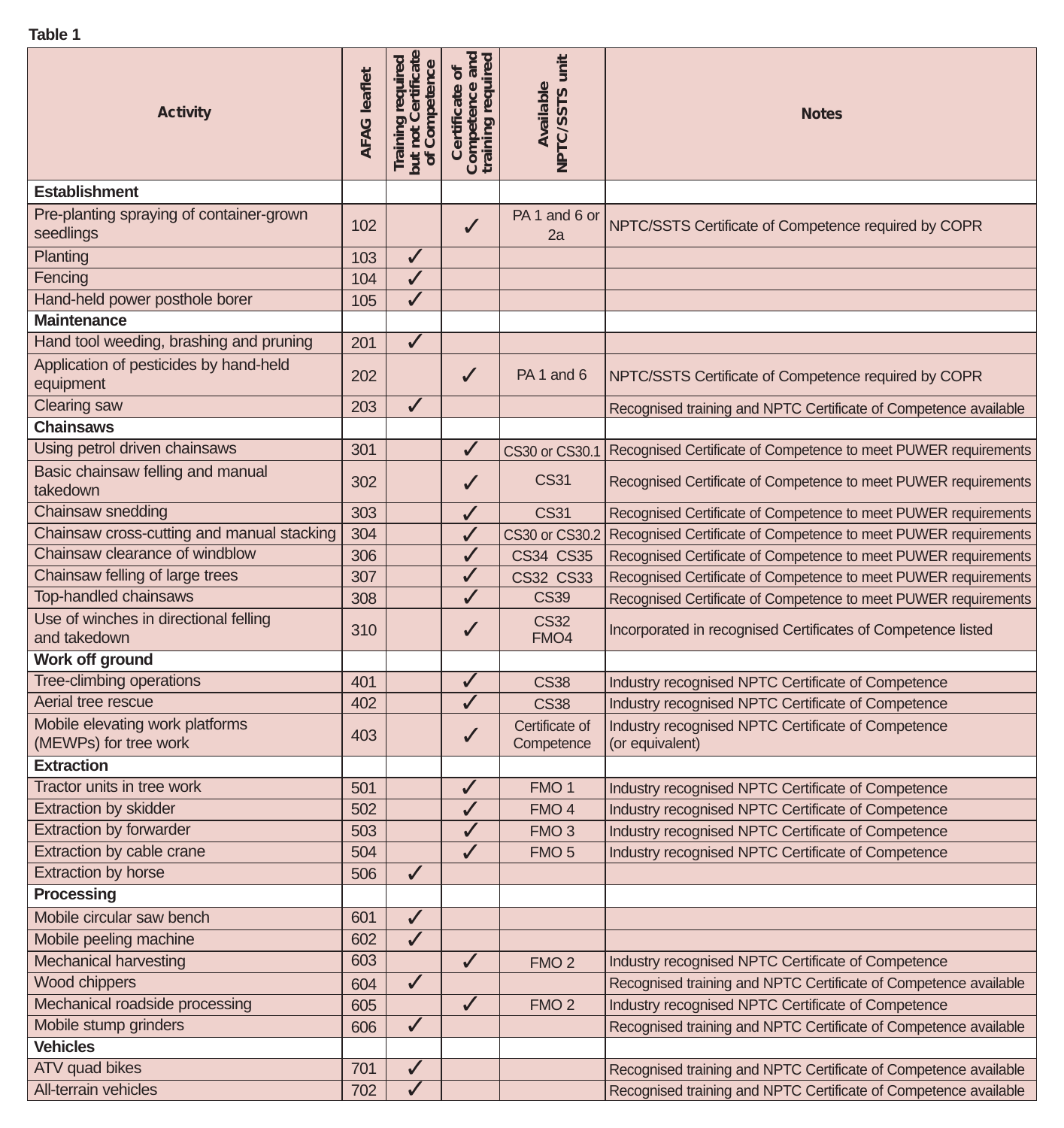**Table 1**

| Activity | AFAG leaflet | Training required but not Certificate of Competence | Certificate of Competence and training required | Available NPTC/SSTS unit | Notes |
|---|---|---|---|---|---|
| **Establishment** | | | | | |
| Pre-planting spraying of container-grown seedlings | 102 | | ✓ | PA 1 and 6 or 2a | NPTC/SSTS Certificate of Competence required by COPR |
| Planting | 103 | ✓ | | | |
| Fencing | 104 | ✓ | | | |
| Hand-held power posthole borer | 105 | ✓ | | | |
| **Maintenance** | | | | | |
| Hand tool weeding, brashing and pruning | 201 | ✓ | | | |
| Application of pesticides by hand-held equipment | 202 | | ✓ | PA 1 and 6 | NPTC/SSTS Certificate of Competence required by COPR |
| Clearing saw | 203 | ✓ | | | Recognised training and NPTC Certificate of Competence available |
| **Chainsaws** | | | | | |
| Using petrol driven chainsaws | 301 | | ✓ | CS30 or CS30.1 | Recognised Certificate of Competence to meet PUWER requirements |
| Basic chainsaw felling and manual takedown | 302 | | ✓ | CS31 | Recognised Certificate of Competence to meet PUWER requirements |
| Chainsaw snedding | 303 | | ✓ | CS31 | Recognised Certificate of Competence to meet PUWER requirements |
| Chainsaw cross-cutting and manual stacking | 304 | | ✓ | CS30 or CS30.2 | Recognised Certificate of Competence to meet PUWER requirements |
| Chainsaw clearance of windblow | 306 | | ✓ | CS34 CS35 | Recognised Certificate of Competence to meet PUWER requirements |
| Chainsaw felling of large trees | 307 | | ✓ | CS32 CS33 | Recognised Certificate of Competence to meet PUWER requirements |
| Top-handled chainsaws | 308 | | ✓ | CS39 | Recognised Certificate of Competence to meet PUWER requirements |
| Use of winches in directional felling and takedown | 310 | | ✓ | CS32 FMO4 | Incorporated in recognised Certificates of Competence listed |
| **Work off ground** | | | | | |
| Tree-climbing operations | 401 | | ✓ | CS38 | Industry recognised NPTC Certificate of Competence |
| Aerial tree rescue | 402 | | ✓ | CS38 | Industry recognised NPTC Certificate of Competence |
| Mobile elevating work platforms (MEWPs) for tree work | 403 | | ✓ | Certificate of Competence | Industry recognised NPTC Certificate of Competence (or equivalent) |
| **Extraction** | | | | | |
| Tractor units in tree work | 501 | | ✓ | FMO 1 | Industry recognised NPTC Certificate of Competence |
| Extraction by skidder | 502 | | ✓ | FMO 4 | Industry recognised NPTC Certificate of Competence |
| Extraction by forwarder | 503 | | ✓ | FMO 3 | Industry recognised NPTC Certificate of Competence |
| Extraction by cable crane | 504 | | ✓ | FMO 5 | Industry recognised NPTC Certificate of Competence |
| Extraction by horse | 506 | ✓ | | | |
| **Processing** | | | | | |
| Mobile circular saw bench | 601 | ✓ | | | |
| Mobile peeling machine | 602 | ✓ | | | |
| Mechanical harvesting | 603 | | ✓ | FMO 2 | Industry recognised NPTC Certificate of Competence |
| Wood chippers | 604 | ✓ | | | Recognised training and NPTC Certificate of Competence available |
| Mechanical roadside processing | 605 | | ✓ | FMO 2 | Industry recognised NPTC Certificate of Competence |
| Mobile stump grinders | 606 | ✓ | | | Recognised training and NPTC Certificate of Competence available |
| **Vehicles** | | | | | |
| ATV quad bikes | 701 | ✓ | | | Recognised training and NPTC Certificate of Competence available |
| All-terrain vehicles | 702 | ✓ | | | Recognised training and NPTC Certificate of Competence available |